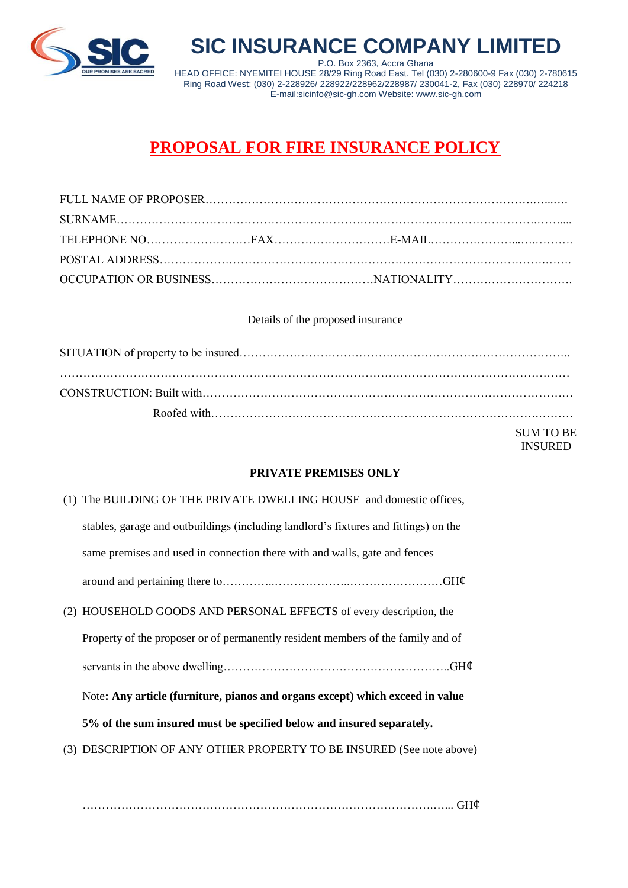# SIC INSURANCE COMPANY LIMITED

P.O. Box 2363, Accra Ghana
HEAD OFFICE: NYEMITEI HOUSE 28/29 Ring Road East. Tel (030) 2-280600-9 Fax (030) 2-780615
Ring Road West: (030) 2-228926/ 228922/228962/228987/ 230041-2, Fax (030) 228970/ 224218
E-mail:sicinfo@sic-gh.com Website: www.sic-gh.com

## PROPOSAL FOR FIRE INSURANCE POLICY

FULL NAME OF PROPOSER…………………………………………………………………………………

SURNAME……………………………………………………………………………………………………

TELEPHONE NO………………………FAX…………………………E-MAIL…………………………

POSTAL ADDRESS…………………………………………………………………………………………

OCCUPATION OR BUSINESS……………………………………NATIONALITY…………………………

---

Details of the proposed insurance

---

SITUATION of property to be insured………………………………………………………………………

……………………………………………………………………………………………………………………

CONSTRUCTION: Built with…………………………………………………………………………………

Roofed with……………………………………………………………………………………

SUM TO BE INSURED

**PRIVATE PREMISES ONLY**

(1) The BUILDING OF THE PRIVATE DWELLING HOUSE and domestic offices, stables, garage and outbuildings (including landlord's fixtures and fittings) on the same premises and used in connection there with and walls, gate and fences around and pertaining there to…………………………………………………GH₵

(2) HOUSEHOLD GOODS AND PERSONAL EFFECTS of every description, the Property of the proposer or of permanently resident members of the family and of servants in the above dwelling…………………………………………………..GH₵

Note**: Any article (furniture, pianos and organs except) which exceed in value 5% of the sum insured must be specified below and insured separately.**

(3) DESCRIPTION OF ANY OTHER PROPERTY TO BE INSURED (See note above)

…………………………………………………………………………………… GH₵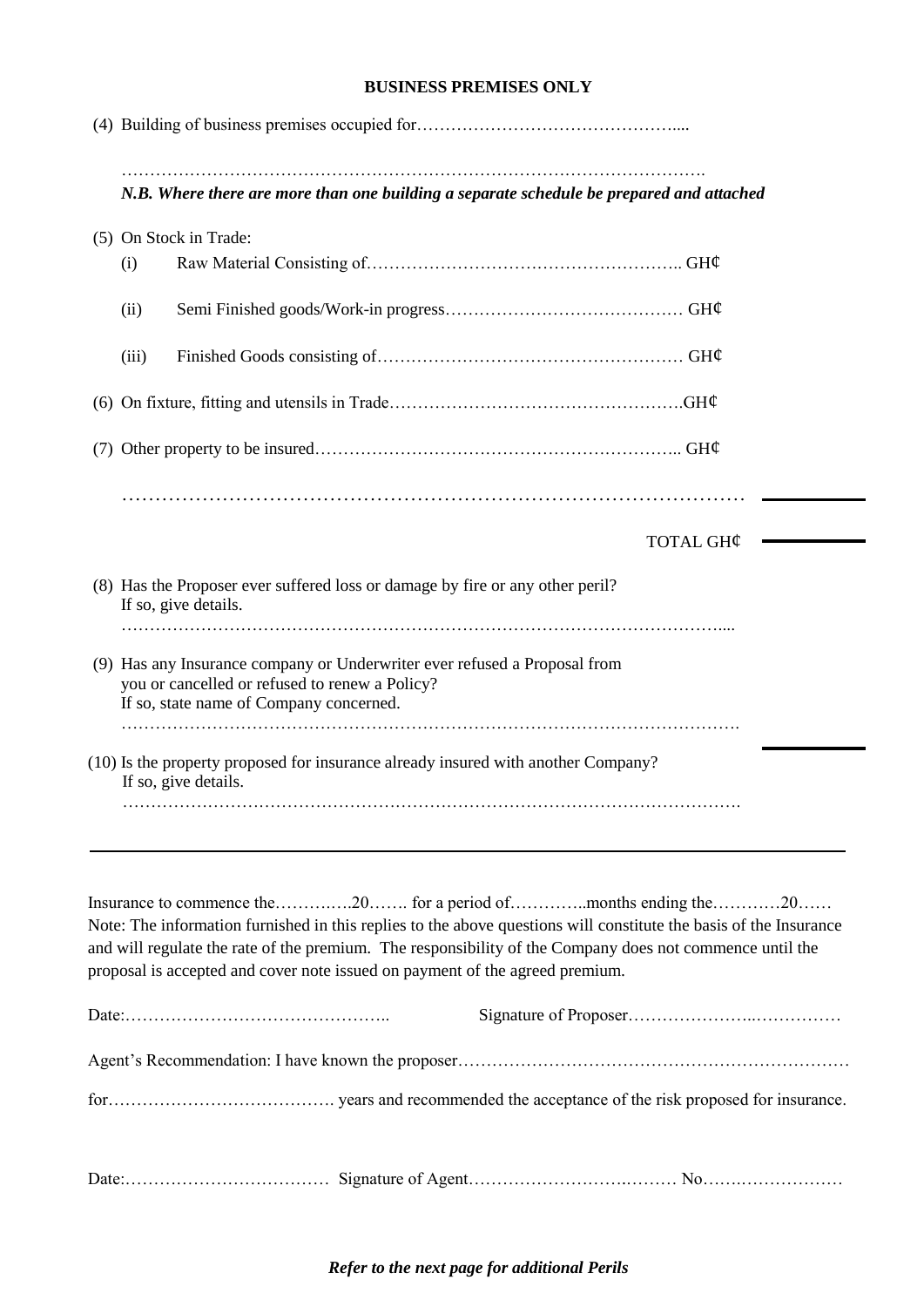**BUSINESS PREMISES ONLY**

(4) Building of business premises occupied for………………………………………....

…………………………………………………………………………………………….

***N.B. Where there are more than one building a separate schedule be prepared and attached***

(5) On Stock in Trade:

(i) Raw Material Consisting of……………………………………………….. GH₵

(ii) Semi Finished goods/Work-in progress…………………………………… GH₵

(iii) Finished Goods consisting of……………………………………………… GH₵

(6) On fixture, fitting and utensils in Trade…………………………………………….GH₵

(7) Other property to be insured……………………………………………………….. GH₵

…………………………………………………………………………………………

TOTAL GH₵

(8) Has the Proposer ever suffered loss or damage by fire or any other peril?
If so, give details.
……………………………………………………………………………………………....

(9) Has any Insurance company or Underwriter ever refused a Proposal from
you or cancelled or refused to renew a Policy?
If so, state name of Company concerned.
……………………………………………………………………………………………….

(10) Is the property proposed for insurance already insured with another Company?
If so, give details.
……………………………………………………………………………………………….

---

Insurance to commence the………..….20……. for a period of…………..months ending the…………20……
Note: The information furnished in this replies to the above questions will constitute the basis of the Insurance and will regulate the rate of the premium. The responsibility of the Company does not commence until the proposal is accepted and cover note issued on payment of the agreed premium.

Date:……………………………………….. Signature of Proposer…………………..……………

Agent's Recommendation: I have known the proposer……………………………………………………………

for…………………………………. years and recommended the acceptance of the risk proposed for insurance.

Date:……………………………… Signature of Agent……………………….……… No…….………………

***Refer to the next page for additional Perils***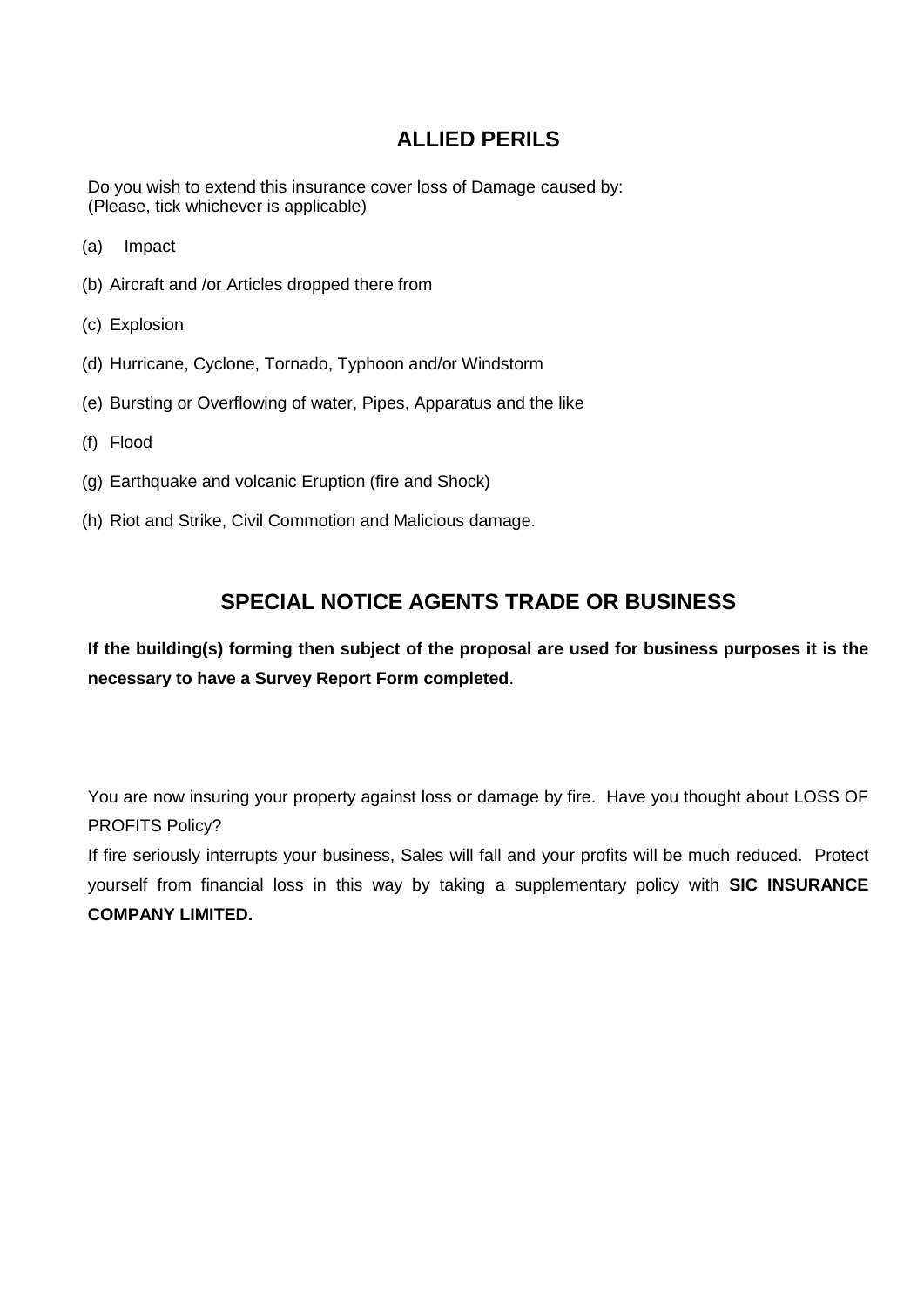## ALLIED PERILS

Do you wish to extend this insurance cover loss of Damage caused by:
(Please, tick whichever is applicable)

(a) Impact

(b) Aircraft and /or Articles dropped there from

(c) Explosion

(d) Hurricane, Cyclone, Tornado, Typhoon and/or Windstorm

(e) Bursting or Overflowing of water, Pipes, Apparatus and the like

(f) Flood

(g) Earthquake and volcanic Eruption (fire and Shock)

(h) Riot and Strike, Civil Commotion and Malicious damage.

## SPECIAL NOTICE AGENTS TRADE OR BUSINESS

**If the building(s) forming then subject of the proposal are used for business purposes it is the necessary to have a Survey Report Form completed**.

You are now insuring your property against loss or damage by fire. Have you thought about LOSS OF PROFITS Policy?

If fire seriously interrupts your business, Sales will fall and your profits will be much reduced. Protect yourself from financial loss in this way by taking a supplementary policy with **SIC INSURANCE COMPANY LIMITED.**